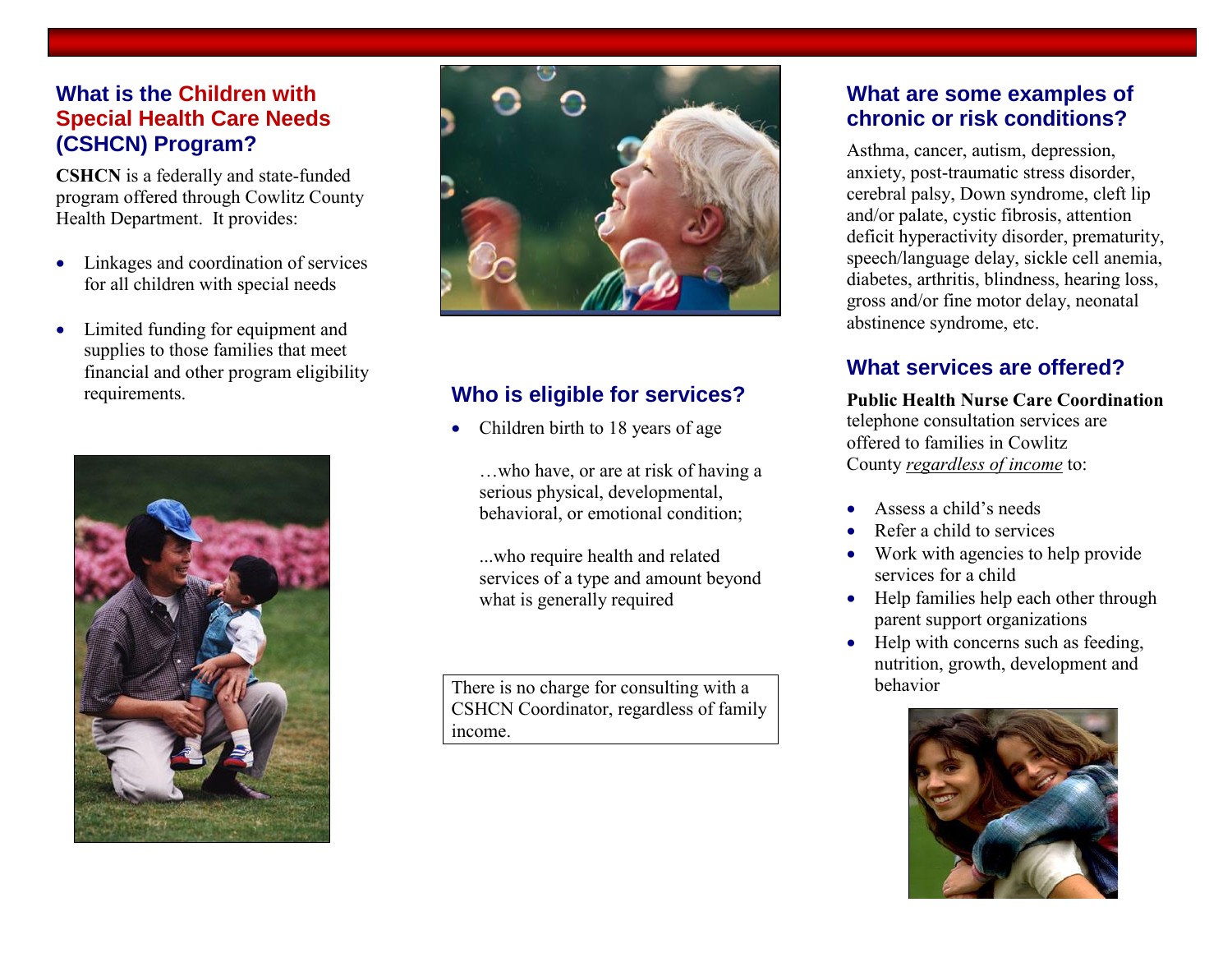## What is the Children with Special Health Care Needs (CSHCN) Program?

**CSHCN** is a federally and state-funded program offered through Cowlitz County Health Department. It provides:

- Linkages and coordination of services for all children with special needs
- Limited funding for equipment and supplies to those families that meet financial and other program eligibility requirements.

## Who is eligible for services?

- Children birth to 18 years of age

  …who have, or are at risk of having a serious physical, developmental, behavioral, or emotional condition;

  ...who require health and related services of a type and amount beyond what is generally required

There is no charge for consulting with a CSHCN Coordinator, regardless of family income.

## What are some examples of chronic or risk conditions?

Asthma, cancer, autism, depression, anxiety, post-traumatic stress disorder, cerebral palsy, Down syndrome, cleft lip and/or palate, cystic fibrosis, attention deficit hyperactivity disorder, prematurity, speech/language delay, sickle cell anemia, diabetes, arthritis, blindness, hearing loss, gross and/or fine motor delay, neonatal abstinence syndrome, etc.

## What services are offered?

**Public Health Nurse Care Coordination** telephone consultation services are offered to families in Cowlitz County *regardless of income* to:

- Assess a child's needs
- Refer a child to services
- Work with agencies to help provide services for a child
- Help families help each other through parent support organizations
- Help with concerns such as feeding, nutrition, growth, development and behavior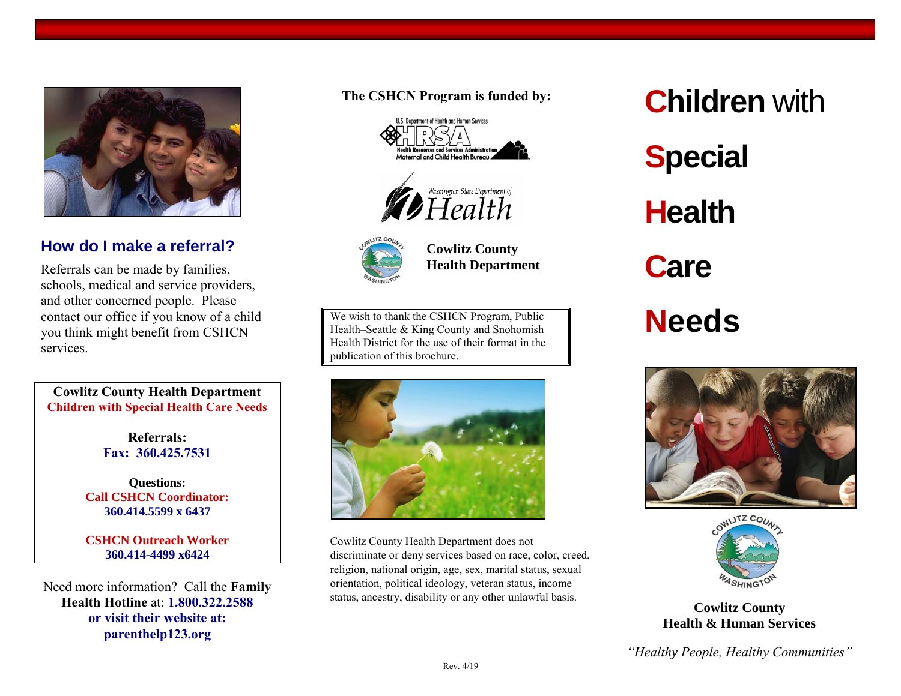## How do I make a referral?

Referrals can be made by families, schools, medical and service providers, and other concerned people. Please contact our office if you know of a child you think might benefit from CSHCN services.

**Cowlitz County Health Department**
**Children with Special Health Care Needs**

**Referrals:**
**Fax: 360.425.7531**

**Questions:**
**Call CSHCN Coordinator:**
**360.414.5599 x 6437**

**CSHCN Outreach Worker**
**360.414-4499 x6424**

Need more information? Call the **Family Health Hotline** at: **1.800.322.2588 or visit their website at: parenthelp123.org**

**The CSHCN Program is funded by:**

U.S. Department of Health and Human Services
HRSA
Health Resources and Services Administration
Maternal and Child Health Bureau

Washington State Department of Health

**Cowlitz County Health Department**

We wish to thank the CSHCN Program, Public Health–Seattle & King County and Snohomish Health District for the use of their format in the publication of this brochure.

Cowlitz County Health Department does not discriminate or deny services based on race, color, creed, religion, national origin, age, sex, marital status, sexual orientation, political ideology, veteran status, income status, ancestry, disability or any other unlawful basis.

Rev. 4/19

# Children with Special Health Care Needs

**Cowlitz County Health & Human Services**

*"Healthy People, Healthy Communities"*